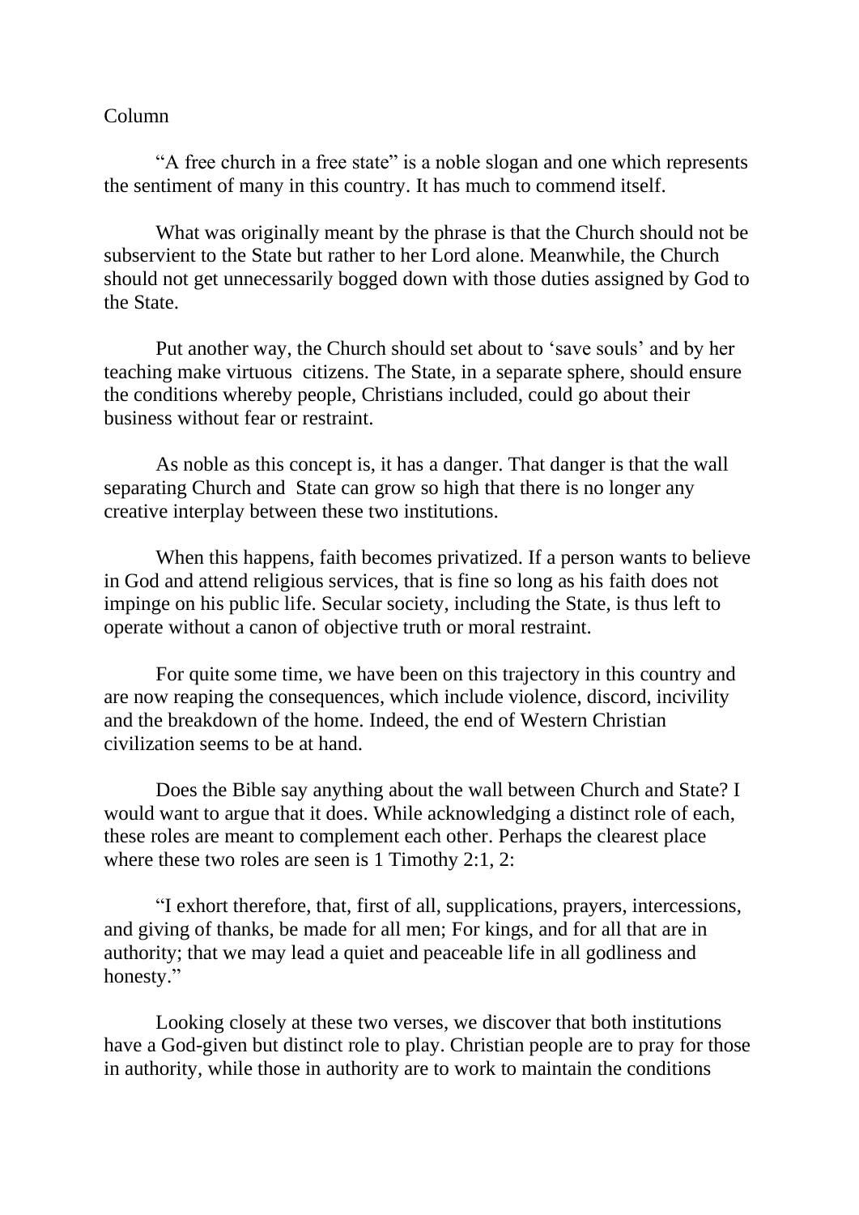Column

"A free church in a free state" is a noble slogan and one which represents the sentiment of many in this country. It has much to commend itself.

What was originally meant by the phrase is that the Church should not be subservient to the State but rather to her Lord alone. Meanwhile, the Church should not get unnecessarily bogged down with those duties assigned by God to the State.

Put another way, the Church should set about to 'save souls' and by her teaching make virtuous citizens. The State, in a separate sphere, should ensure the conditions whereby people, Christians included, could go about their business without fear or restraint.

As noble as this concept is, it has a danger. That danger is that the wall separating Church and State can grow so high that there is no longer any creative interplay between these two institutions.

When this happens, faith becomes privatized. If a person wants to believe in God and attend religious services, that is fine so long as his faith does not impinge on his public life. Secular society, including the State, is thus left to operate without a canon of objective truth or moral restraint.

For quite some time, we have been on this trajectory in this country and are now reaping the consequences, which include violence, discord, incivility and the breakdown of the home. Indeed, the end of Western Christian civilization seems to be at hand.

Does the Bible say anything about the wall between Church and State? I would want to argue that it does. While acknowledging a distinct role of each, these roles are meant to complement each other. Perhaps the clearest place where these two roles are seen is 1 Timothy 2:1, 2:

"I exhort therefore, that, first of all, supplications, prayers, intercessions, and giving of thanks, be made for all men; For kings, and for all that are in authority; that we may lead a quiet and peaceable life in all godliness and honesty."

Looking closely at these two verses, we discover that both institutions have a God-given but distinct role to play. Christian people are to pray for those in authority, while those in authority are to work to maintain the conditions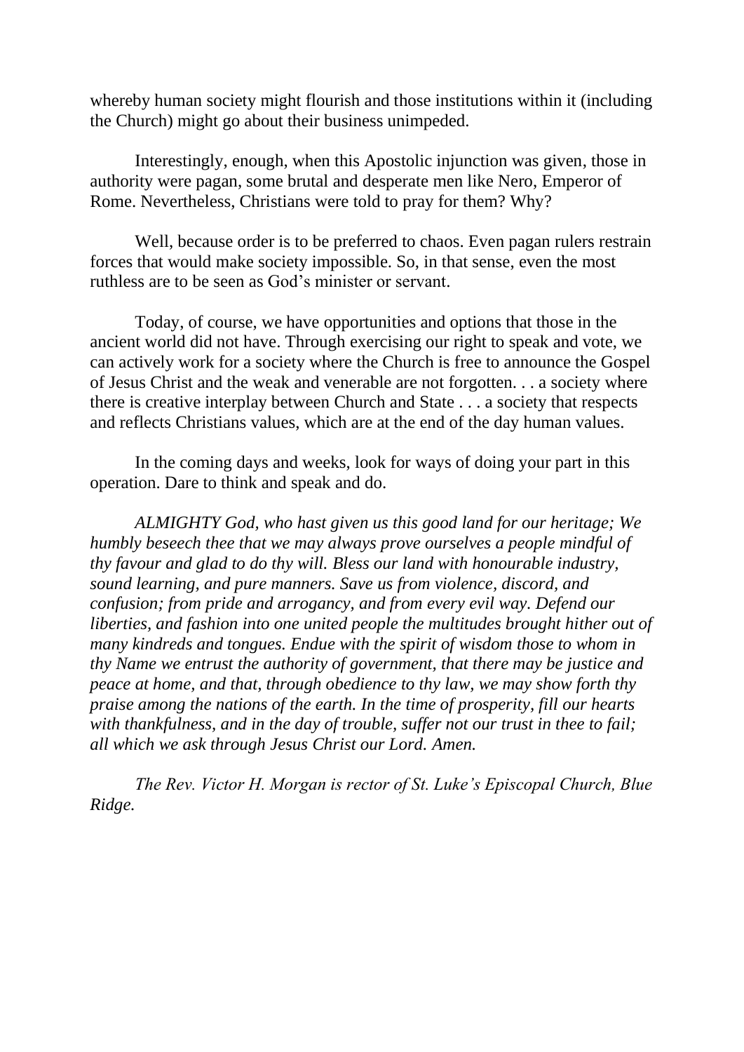whereby human society might flourish and those institutions within it (including the Church) might go about their business unimpeded.

Interestingly, enough, when this Apostolic injunction was given, those in authority were pagan, some brutal and desperate men like Nero, Emperor of Rome. Nevertheless, Christians were told to pray for them? Why?

Well, because order is to be preferred to chaos. Even pagan rulers restrain forces that would make society impossible. So, in that sense, even the most ruthless are to be seen as God's minister or servant.

Today, of course, we have opportunities and options that those in the ancient world did not have. Through exercising our right to speak and vote, we can actively work for a society where the Church is free to announce the Gospel of Jesus Christ and the weak and venerable are not forgotten. . . a society where there is creative interplay between Church and State . . . a society that respects and reflects Christians values, which are at the end of the day human values.

In the coming days and weeks, look for ways of doing your part in this operation. Dare to think and speak and do.

*ALMIGHTY God, who hast given us this good land for our heritage; We humbly beseech thee that we may always prove ourselves a people mindful of thy favour and glad to do thy will. Bless our land with honourable industry, sound learning, and pure manners. Save us from violence, discord, and confusion; from pride and arrogancy, and from every evil way. Defend our liberties, and fashion into one united people the multitudes brought hither out of many kindreds and tongues. Endue with the spirit of wisdom those to whom in thy Name we entrust the authority of government, that there may be justice and peace at home, and that, through obedience to thy law, we may show forth thy praise among the nations of the earth. In the time of prosperity, fill our hearts with thankfulness, and in the day of trouble, suffer not our trust in thee to fail; all which we ask through Jesus Christ our Lord. Amen.*

*The Rev. Victor H. Morgan is rector of St. Luke's Episcopal Church, Blue Ridge.*